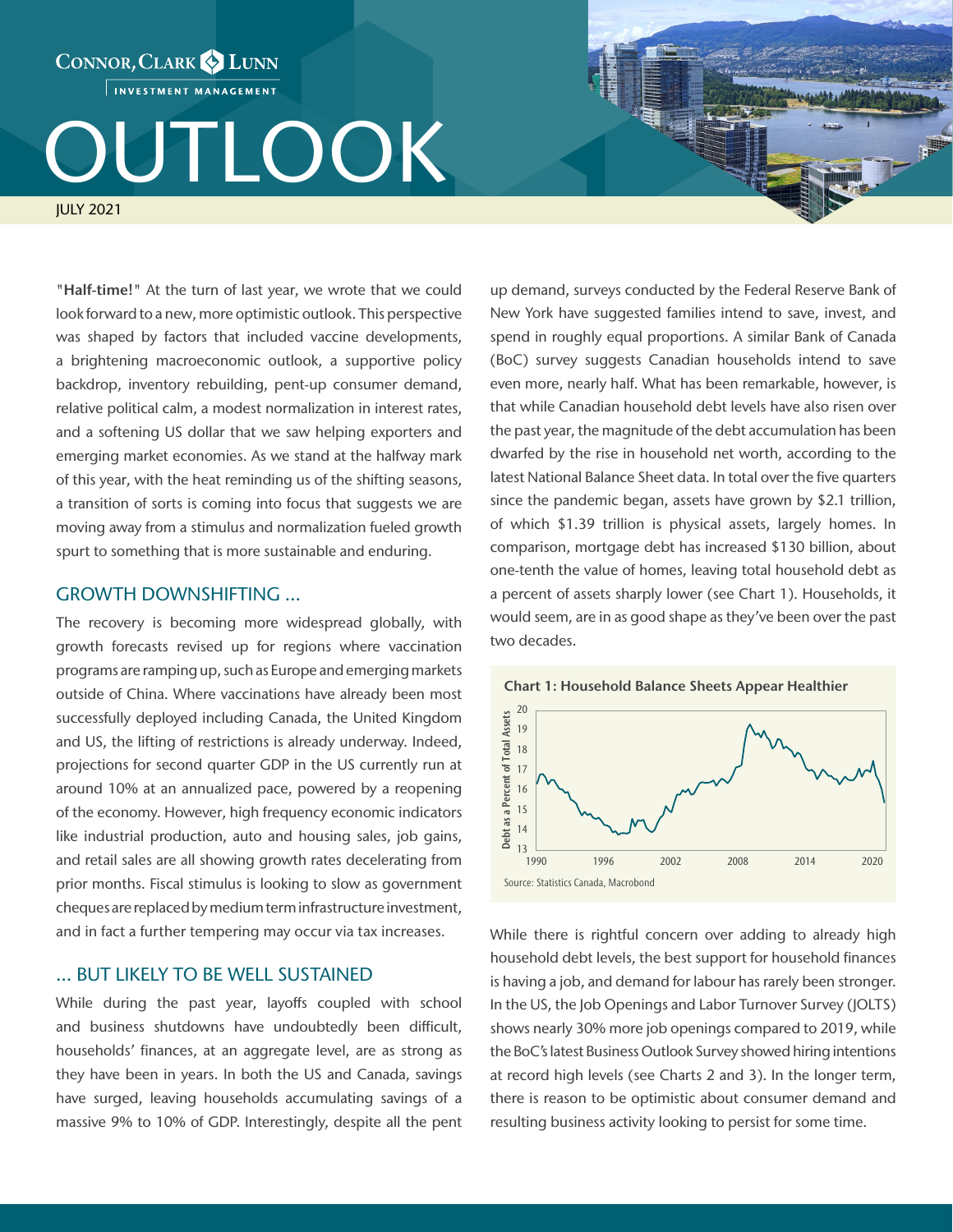Connor, Clark & Lunn

INVESTMENT MANAGEMENT

# OUTLOOK

JULY 2021

"**Half-time!**" At the turn of last year, we wrote that we could look forward to a new, more optimistic outlook. This perspective was shaped by factors that included vaccine developments, a brightening macroeconomic outlook, a supportive policy backdrop, inventory rebuilding, pent-up consumer demand, relative political calm, a modest normalization in interest rates, and a softening US dollar that we saw helping exporters and emerging market economies. As we stand at the halfway mark of this year, with the heat reminding us of the shifting seasons, a transition of sorts is coming into focus that suggests we are moving away from a stimulus and normalization fueled growth spurt to something that is more sustainable and enduring.

## GROWTH DOWNSHIFTING ...

The recovery is becoming more widespread globally, with growth forecasts revised up for regions where vaccination programs are ramping up, such as Europe and emerging markets outside of China. Where vaccinations have already been most successfully deployed including Canada, the United Kingdom and US, the lifting of restrictions is already underway. Indeed, projections for second quarter GDP in the US currently run at around 10% at an annualized pace, powered by a reopening of the economy. However, high frequency economic indicators like industrial production, auto and housing sales, job gains, and retail sales are all showing growth rates decelerating from prior months. Fiscal stimulus is looking to slow as government cheques are replaced by medium term infrastructure investment, and in fact a further tempering may occur via tax increases.

## ... BUT LIKELY TO BE WELL SUSTAINED

While during the past year, layoffs coupled with school and business shutdowns have undoubtedly been difficult, households' finances, at an aggregate level, are as strong as they have been in years. In both the US and Canada, savings have surged, leaving households accumulating savings of a massive 9% to 10% of GDP. Interestingly, despite all the pent up demand, surveys conducted by the Federal Reserve Bank of New York have suggested families intend to save, invest, and spend in roughly equal proportions. A similar Bank of Canada (BoC) survey suggests Canadian households intend to save even more, nearly half. What has been remarkable, however, is that while Canadian household debt levels have also risen over the past year, the magnitude of the debt accumulation has been dwarfed by the rise in household net worth, according to the latest National Balance Sheet data. In total over the five quarters since the pandemic began, assets have grown by \$2.1 trillion, of which \$1.39 trillion is physical assets, largely homes. In comparison, mortgage debt has increased \$130 billion, about one-tenth the value of homes, leaving total household debt as a percent of assets sharply lower (see Chart 1). Households, it would seem, are in as good shape as they've been over the past two decades.

**Chart 1: Household Balance Sheets Appear Healthier**

Debt as a Percent of Total Assets

20
19
18
17
16
15
14
13

1990 1996 2002 2008 2014 2020

Source: Statistics Canada, Macrobond

While there is rightful concern over adding to already high household debt levels, the best support for household finances is having a job, and demand for labour has rarely been stronger. In the US, the Job Openings and Labor Turnover Survey (JOLTS) shows nearly 30% more job openings compared to 2019, while the BoC's latest Business Outlook Survey showed hiring intentions at record high levels (see Charts 2 and 3). In the longer term, there is reason to be optimistic about consumer demand and resulting business activity looking to persist for some time.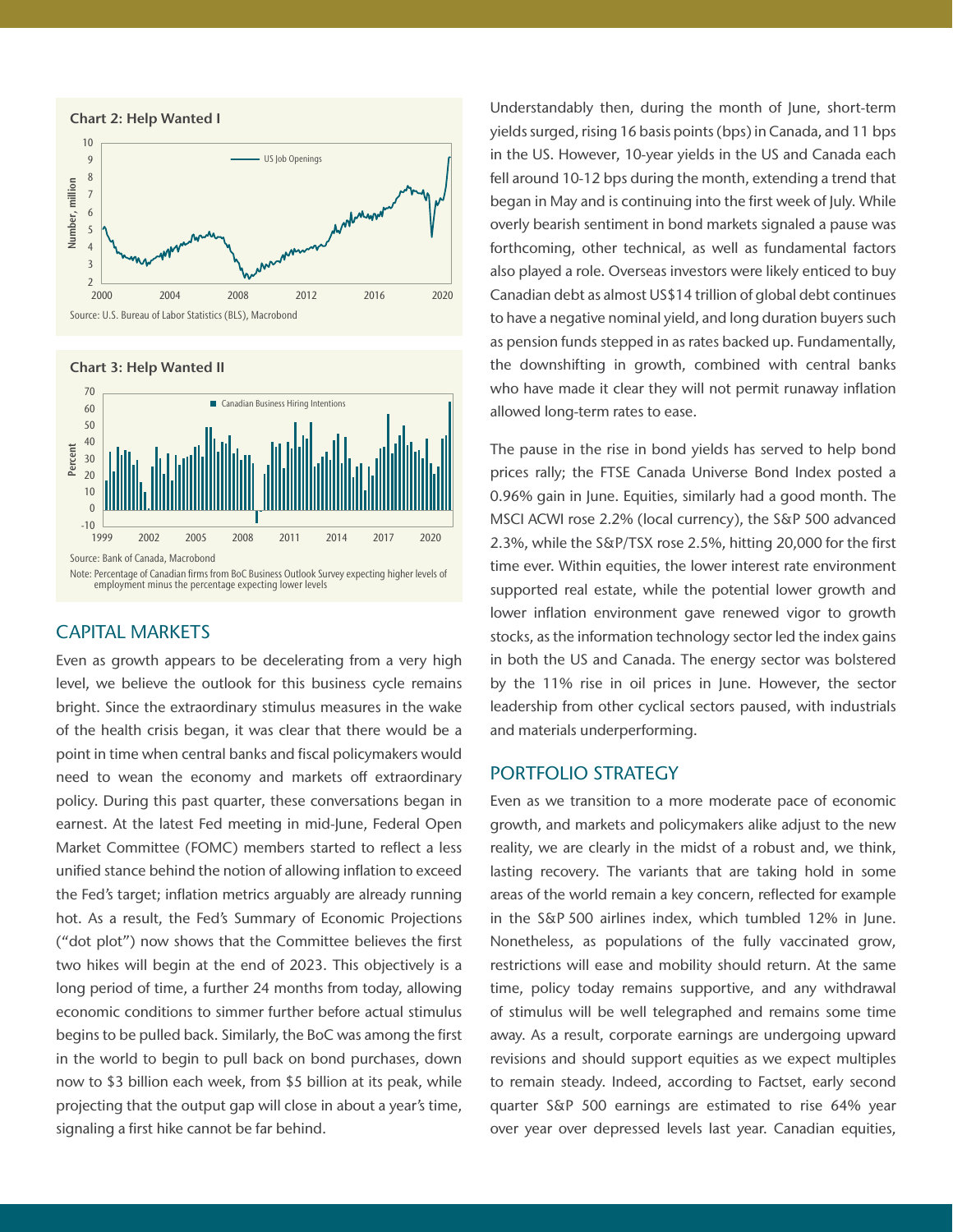**Chart 2: Help Wanted I**

Source: U.S. Bureau of Labor Statistics (BLS), Macrobond

**Chart 3: Help Wanted II**

Source: Bank of Canada, Macrobond

Note: Percentage of Canadian firms from BoC Business Outlook Survey expecting higher levels of employment minus the percentage expecting lower levels

## CAPITAL MARKETS

Even as growth appears to be decelerating from a very high level, we believe the outlook for this business cycle remains bright. Since the extraordinary stimulus measures in the wake of the health crisis began, it was clear that there would be a point in time when central banks and fiscal policymakers would need to wean the economy and markets off extraordinary policy. During this past quarter, these conversations began in earnest. At the latest Fed meeting in mid-June, Federal Open Market Committee (FOMC) members started to reflect a less unified stance behind the notion of allowing inflation to exceed the Fed's target; inflation metrics arguably are already running hot. As a result, the Fed's Summary of Economic Projections ("dot plot") now shows that the Committee believes the first two hikes will begin at the end of 2023. This objectively is a long period of time, a further 24 months from today, allowing economic conditions to simmer further before actual stimulus begins to be pulled back. Similarly, the BoC was among the first in the world to begin to pull back on bond purchases, down now to $3 billion each week, from $5 billion at its peak, while projecting that the output gap will close in about a year's time, signaling a first hike cannot be far behind.

Understandably then, during the month of June, short-term yields surged, rising 16 basis points (bps) in Canada, and 11 bps in the US. However, 10-year yields in the US and Canada each fell around 10-12 bps during the month, extending a trend that began in May and is continuing into the first week of July. While overly bearish sentiment in bond markets signaled a pause was forthcoming, other technical, as well as fundamental factors also played a role. Overseas investors were likely enticed to buy Canadian debt as almost US$14 trillion of global debt continues to have a negative nominal yield, and long duration buyers such as pension funds stepped in as rates backed up. Fundamentally, the downshifting in growth, combined with central banks who have made it clear they will not permit runaway inflation allowed long-term rates to ease.

The pause in the rise in bond yields has served to help bond prices rally; the FTSE Canada Universe Bond Index posted a 0.96% gain in June. Equities, similarly had a good month. The MSCI ACWI rose 2.2% (local currency), the S&P 500 advanced 2.3%, while the S&P/TSX rose 2.5%, hitting 20,000 for the first time ever. Within equities, the lower interest rate environment supported real estate, while the potential lower growth and lower inflation environment gave renewed vigor to growth stocks, as the information technology sector led the index gains in both the US and Canada. The energy sector was bolstered by the 11% rise in oil prices in June. However, the sector leadership from other cyclical sectors paused, with industrials and materials underperforming.

## PORTFOLIO STRATEGY

Even as we transition to a more moderate pace of economic growth, and markets and policymakers alike adjust to the new reality, we are clearly in the midst of a robust and, we think, lasting recovery. The variants that are taking hold in some areas of the world remain a key concern, reflected for example in the S&P 500 airlines index, which tumbled 12% in June. Nonetheless, as populations of the fully vaccinated grow, restrictions will ease and mobility should return. At the same time, policy today remains supportive, and any withdrawal of stimulus will be well telegraphed and remains some time away. As a result, corporate earnings are undergoing upward revisions and should support equities as we expect multiples to remain steady. Indeed, according to Factset, early second quarter S&P 500 earnings are estimated to rise 64% year over year over depressed levels last year. Canadian equities,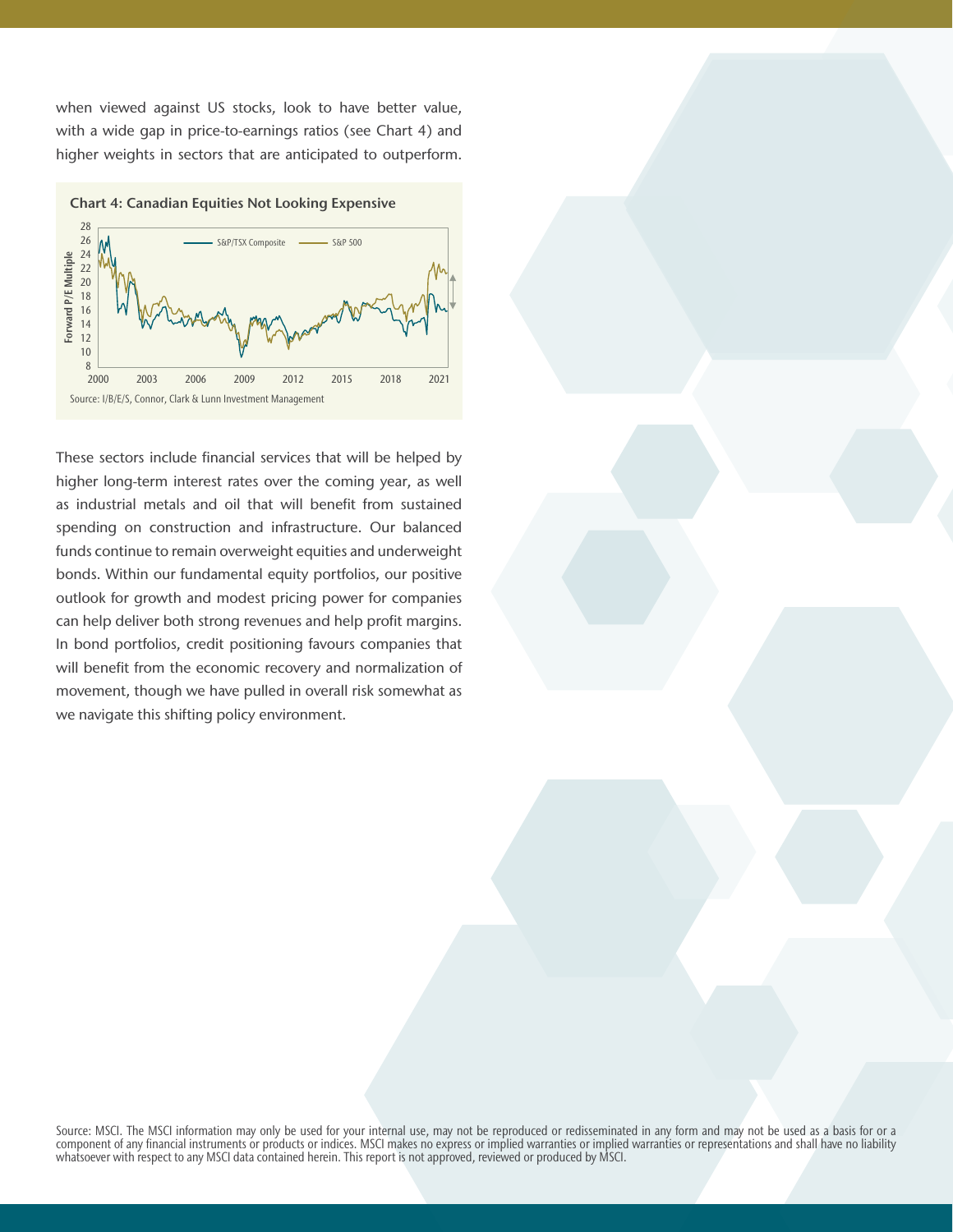when viewed against US stocks, look to have better value, with a wide gap in price-to-earnings ratios (see Chart 4) and higher weights in sectors that are anticipated to outperform.

**Chart 4: Canadian Equities Not Looking Expensive**

S&P/TSX Composite
S&P 500

Forward P/E Multiple

28
26
24
22
20
18
16
14
12
10
8

2000 2003 2006 2009 2012 2015 2018 2021

Source: I/B/E/S, Connor, Clark & Lunn Investment Management

These sectors include financial services that will be helped by higher long-term interest rates over the coming year, as well as industrial metals and oil that will benefit from sustained spending on construction and infrastructure. Our balanced funds continue to remain overweight equities and underweight bonds. Within our fundamental equity portfolios, our positive outlook for growth and modest pricing power for companies can help deliver both strong revenues and help profit margins. In bond portfolios, credit positioning favours companies that will benefit from the economic recovery and normalization of movement, though we have pulled in overall risk somewhat as we navigate this shifting policy environment.

Source: MSCI. The MSCI information may only be used for your internal use, may not be reproduced or redisseminated in any form and may not be used as a basis for or a component of any financial instruments or products or indices. MSCI makes no express or implied warranties or implied warranties or representations and shall have no liability whatsoever with respect to any MSCI data contained herein. This report is not approved, reviewed or produced by MSCI.